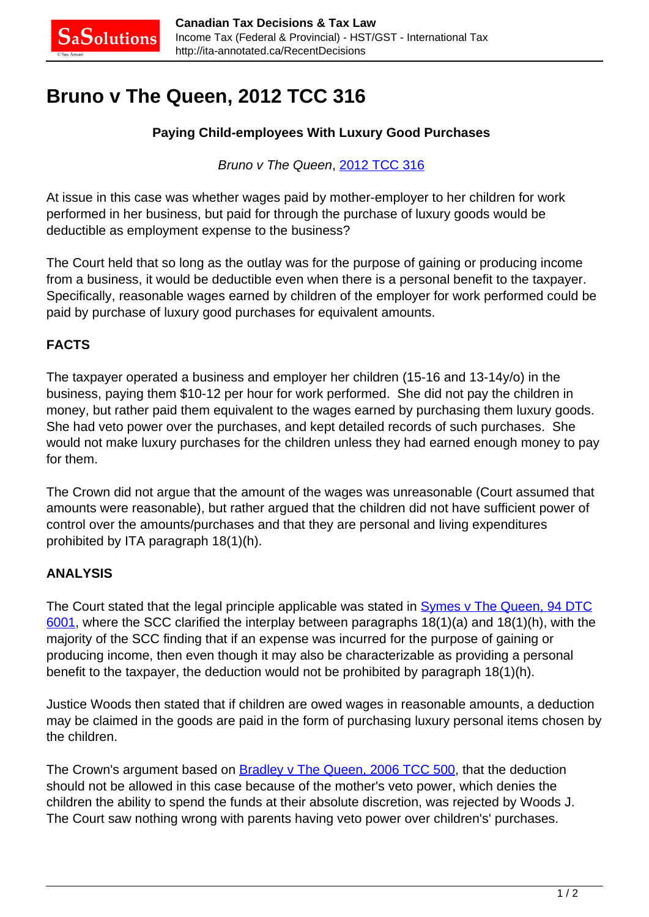# Bruno v The Queen, 2012 TCC 316

**Paying Child-employees With Luxury Good Purchases**

*Bruno v The Queen*, [2012 TCC 316](2012 TCC 316)

At issue in this case was whether wages paid by mother-employer to her children for work performed in her business, but paid for through the purchase of luxury goods would be deductible as employment expense to the business?

The Court held that so long as the outlay was for the purpose of gaining or producing income from a business, it would be deductible even when there is a personal benefit to the taxpayer. Specifically, reasonable wages earned by children of the employer for work performed could be paid by purchase of luxury good purchases for equivalent amounts.

### FACTS

The taxpayer operated a business and employer her children (15-16 and 13-14y/o) in the business, paying them $10-12 per hour for work performed. She did not pay the children in money, but rather paid them equivalent to the wages earned by purchasing them luxury goods. She had veto power over the purchases, and kept detailed records of such purchases. She would not make luxury purchases for the children unless they had earned enough money to pay for them.

The Crown did not argue that the amount of the wages was unreasonable (Court assumed that amounts were reasonable), but rather argued that the children did not have sufficient power of control over the amounts/purchases and that they are personal and living expenditures prohibited by ITA paragraph 18(1)(h).

### ANALYSIS

The Court stated that the legal principle applicable was stated in Symes v The Queen, 94 DTC 6001, where the SCC clarified the interplay between paragraphs 18(1)(a) and 18(1)(h), with the majority of the SCC finding that if an expense was incurred for the purpose of gaining or producing income, then even though it may also be characterizable as providing a personal benefit to the taxpayer, the deduction would not be prohibited by paragraph 18(1)(h).

Justice Woods then stated that if children are owed wages in reasonable amounts, a deduction may be claimed in the goods are paid in the form of purchasing luxury personal items chosen by the children.

The Crown's argument based on Bradley v The Queen, 2006 TCC 500, that the deduction should not be allowed in this case because of the mother's veto power, which denies the children the ability to spend the funds at their absolute discretion, was rejected by Woods J. The Court saw nothing wrong with parents having veto power over children's' purchases.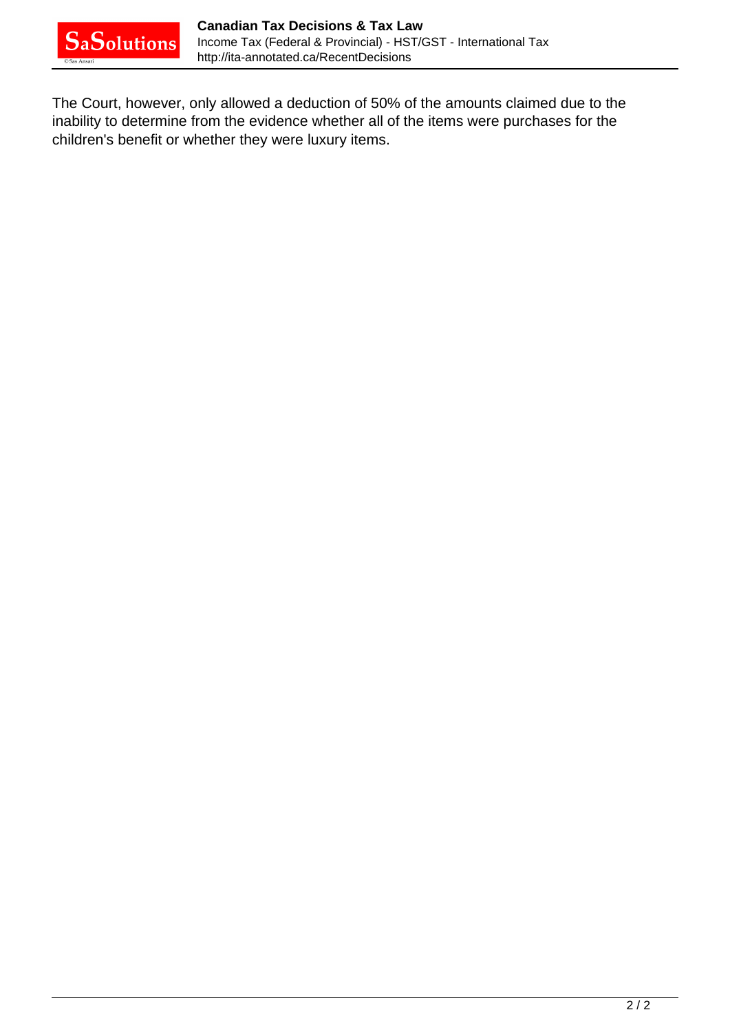The Court, however, only allowed a deduction of 50% of the amounts claimed due to the inability to determine from the evidence whether all of the items were purchases for the children's benefit or whether they were luxury items.